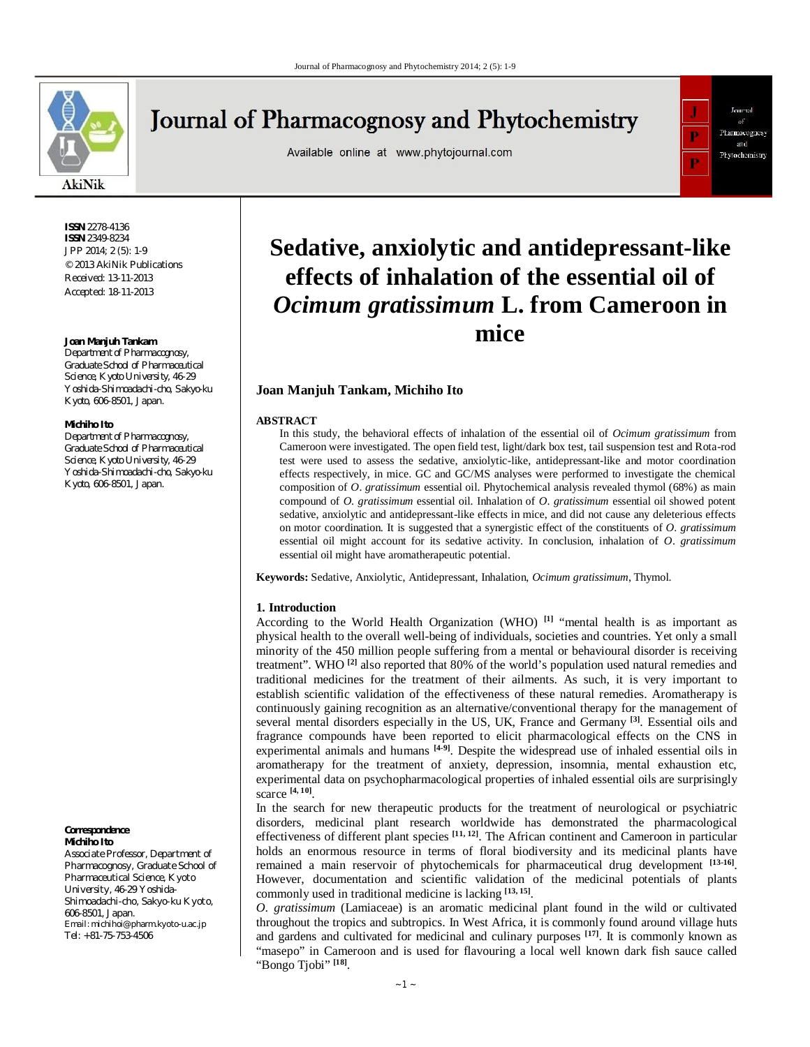ISSN 2278-4136
ISSN 2349-8234
JPP 2014; 2 (5): 1-9
© 2013 AkiNik Publications
Received: 13-11-2013
Accepted: 18-11-2013

**Joan Manjuh Tankam**
Department of Pharmacognosy, Graduate School of Pharmaceutical Science, Kyoto University, 46-29 Yoshida-Shimoadachi-cho, Sakyo-ku Kyoto, 606-8501, Japan.

**Michiho Ito**
Department of Pharmacognosy, Graduate School of Pharmaceutical Science, Kyoto University, 46-29 Yoshida-Shimoadachi-cho, Sakyo-ku Kyoto, 606-8501, Japan.

**Correspondence**
**Michiho Ito**
Associate Professor, Department of Pharmacognosy, Graduate School of Pharmaceutical Science, Kyoto University, 46-29 Yoshida-Shimoadachi-cho, Sakyo-ku Kyoto, 606-8501, Japan.
Email: michihoi@pharm.kyoto-u.ac.jp
Tel: +81-75-753-4506

# Sedative, anxiolytic and antidepressant-like effects of inhalation of the essential oil of *Ocimum gratissimum* L. from Cameroon in mice

**Joan Manjuh Tankam, Michiho Ito**

**ABSTRACT**

In this study, the behavioral effects of inhalation of the essential oil of *Ocimum gratissimum* from Cameroon were investigated. The open field test, light/dark box test, tail suspension test and Rota-rod test were used to assess the sedative, anxiolytic-like, antidepressant-like and motor coordination effects respectively, in mice. GC and GC/MS analyses were performed to investigate the chemical composition of *O. gratissimum* essential oil. Phytochemical analysis revealed thymol (68%) as main compound of *O. gratissimum* essential oil. Inhalation of *O. gratissimum* essential oil showed potent sedative, anxiolytic and antidepressant-like effects in mice, and did not cause any deleterious effects on motor coordination. It is suggested that a synergistic effect of the constituents of *O. gratissimum* essential oil might account for its sedative activity. In conclusion, inhalation of *O. gratissimum* essential oil might have aromatherapeutic potential.

**Keywords:** Sedative, Anxiolytic, Antidepressant, Inhalation, *Ocimum gratissimum*, Thymol.

## 1. Introduction

According to the World Health Organization (WHO) [1] "mental health is as important as physical health to the overall well-being of individuals, societies and countries. Yet only a small minority of the 450 million people suffering from a mental or behavioural disorder is receiving treatment". WHO [2] also reported that 80% of the world's population used natural remedies and traditional medicines for the treatment of their ailments. As such, it is very important to establish scientific validation of the effectiveness of these natural remedies. Aromatherapy is continuously gaining recognition as an alternative/conventional therapy for the management of several mental disorders especially in the US, UK, France and Germany [3]. Essential oils and fragrance compounds have been reported to elicit pharmacological effects on the CNS in experimental animals and humans [4-9]. Despite the widespread use of inhaled essential oils in aromatherapy for the treatment of anxiety, depression, insomnia, mental exhaustion etc, experimental data on psychopharmacological properties of inhaled essential oils are surprisingly scarce [4, 10].

In the search for new therapeutic products for the treatment of neurological or psychiatric disorders, medicinal plant research worldwide has demonstrated the pharmacological effectiveness of different plant species [11, 12]. The African continent and Cameroon in particular holds an enormous resource in terms of floral biodiversity and its medicinal plants have remained a main reservoir of phytochemicals for pharmaceutical drug development [13-16]. However, documentation and scientific validation of the medicinal potentials of plants commonly used in traditional medicine is lacking [13, 15].

*O. gratissimum* (Lamiaceae) is an aromatic medicinal plant found in the wild or cultivated throughout the tropics and subtropics. In West Africa, it is commonly found around village huts and gardens and cultivated for medicinal and culinary purposes [17]. It is commonly known as "masepo" in Cameroon and is used for flavouring a local well known dark fish sauce called "Bongo Tjobi" [18].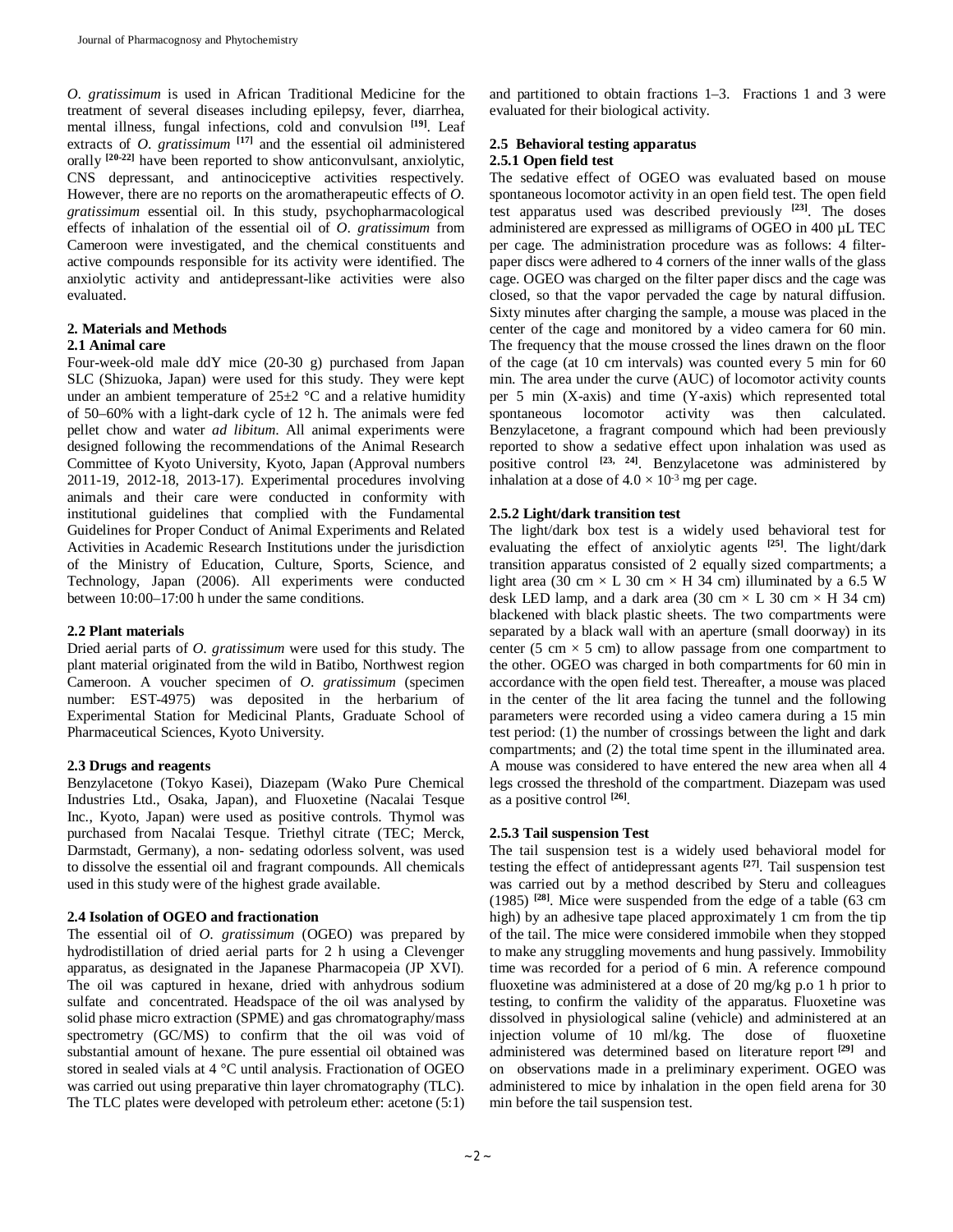*O. gratissimum* is used in African Traditional Medicine for the treatment of several diseases including epilepsy, fever, diarrhea, mental illness, fungal infections, cold and convulsion [19]. Leaf extracts of *O. gratissimum* [17] and the essential oil administered orally [20-22] have been reported to show anticonvulsant, anxiolytic, CNS depressant, and antinociceptive activities respectively. However, there are no reports on the aromatherapeutic effects of *O. gratissimum* essential oil. In this study, psychopharmacological effects of inhalation of the essential oil of *O. gratissimum* from Cameroon were investigated, and the chemical constituents and active compounds responsible for its activity were identified. The anxiolytic activity and antidepressant-like activities were also evaluated.

## 2. Materials and Methods

### 2.1 Animal care

Four-week-old male ddY mice (20-30 g) purchased from Japan SLC (Shizuoka, Japan) were used for this study. They were kept under an ambient temperature of 25±2 °C and a relative humidity of 50–60% with a light-dark cycle of 12 h. The animals were fed pellet chow and water *ad libitum*. All animal experiments were designed following the recommendations of the Animal Research Committee of Kyoto University, Kyoto, Japan (Approval numbers 2011-19, 2012-18, 2013-17). Experimental procedures involving animals and their care were conducted in conformity with institutional guidelines that complied with the Fundamental Guidelines for Proper Conduct of Animal Experiments and Related Activities in Academic Research Institutions under the jurisdiction of the Ministry of Education, Culture, Sports, Science, and Technology, Japan (2006). All experiments were conducted between 10:00–17:00 h under the same conditions.

### 2.2 Plant materials

Dried aerial parts of *O. gratissimum* were used for this study. The plant material originated from the wild in Batibo, Northwest region Cameroon. A voucher specimen of *O. gratissimum* (specimen number: EST-4975) was deposited in the herbarium of Experimental Station for Medicinal Plants, Graduate School of Pharmaceutical Sciences, Kyoto University.

### 2.3 Drugs and reagents

Benzylacetone (Tokyo Kasei), Diazepam (Wako Pure Chemical Industries Ltd., Osaka, Japan), and Fluoxetine (Nacalai Tesque Inc., Kyoto, Japan) were used as positive controls. Thymol was purchased from Nacalai Tesque. Triethyl citrate (TEC; Merck, Darmstadt, Germany), a non- sedating odorless solvent, was used to dissolve the essential oil and fragrant compounds. All chemicals used in this study were of the highest grade available.

### 2.4 Isolation of OGEO and fractionation

The essential oil of *O. gratissimum* (OGEO) was prepared by hydrodistillation of dried aerial parts for 2 h using a Clevenger apparatus, as designated in the Japanese Pharmacopeia (JP XVI). The oil was captured in hexane, dried with anhydrous sodium sulfate and concentrated. Headspace of the oil was analysed by solid phase micro extraction (SPME) and gas chromatography/mass spectrometry (GC/MS) to confirm that the oil was void of substantial amount of hexane. The pure essential oil obtained was stored in sealed vials at 4 °C until analysis. Fractionation of OGEO was carried out using preparative thin layer chromatography (TLC). The TLC plates were developed with petroleum ether: acetone (5:1) and partitioned to obtain fractions 1–3. Fractions 1 and 3 were evaluated for their biological activity.

### 2.5 Behavioral testing apparatus

#### 2.5.1 Open field test

The sedative effect of OGEO was evaluated based on mouse spontaneous locomotor activity in an open field test. The open field test apparatus used was described previously [23]. The doses administered are expressed as milligrams of OGEO in 400 µL TEC per cage. The administration procedure was as follows: 4 filter-paper discs were adhered to 4 corners of the inner walls of the glass cage. OGEO was charged on the filter paper discs and the cage was closed, so that the vapor pervaded the cage by natural diffusion. Sixty minutes after charging the sample, a mouse was placed in the center of the cage and monitored by a video camera for 60 min. The frequency that the mouse crossed the lines drawn on the floor of the cage (at 10 cm intervals) was counted every 5 min for 60 min. The area under the curve (AUC) of locomotor activity counts per 5 min (X-axis) and time (Y-axis) which represented total spontaneous locomotor activity was then calculated. Benzylacetone, a fragrant compound which had been previously reported to show a sedative effect upon inhalation was used as positive control [23, 24]. Benzylacetone was administered by inhalation at a dose of $4.0 \times 10^{-3}$ mg per cage.

#### 2.5.2 Light/dark transition test

The light/dark box test is a widely used behavioral test for evaluating the effect of anxiolytic agents [25]. The light/dark transition apparatus consisted of 2 equally sized compartments; a light area (30 cm × L 30 cm × H 34 cm) illuminated by a 6.5 W desk LED lamp, and a dark area (30 cm × L 30 cm × H 34 cm) blackened with black plastic sheets. The two compartments were separated by a black wall with an aperture (small doorway) in its center (5 cm × 5 cm) to allow passage from one compartment to the other. OGEO was charged in both compartments for 60 min in accordance with the open field test. Thereafter, a mouse was placed in the center of the lit area facing the tunnel and the following parameters were recorded using a video camera during a 15 min test period: (1) the number of crossings between the light and dark compartments; and (2) the total time spent in the illuminated area. A mouse was considered to have entered the new area when all 4 legs crossed the threshold of the compartment. Diazepam was used as a positive control [26].

#### 2.5.3 Tail suspension Test

The tail suspension test is a widely used behavioral model for testing the effect of antidepressant agents [27]. Tail suspension test was carried out by a method described by Steru and colleagues (1985) [28]. Mice were suspended from the edge of a table (63 cm high) by an adhesive tape placed approximately 1 cm from the tip of the tail. The mice were considered immobile when they stopped to make any struggling movements and hung passively. Immobility time was recorded for a period of 6 min. A reference compound fluoxetine was administered at a dose of 20 mg/kg p.o 1 h prior to testing, to confirm the validity of the apparatus. Fluoxetine was dissolved in physiological saline (vehicle) and administered at an injection volume of 10 ml/kg. The dose of fluoxetine administered was determined based on literature report [29] and on observations made in a preliminary experiment. OGEO was administered to mice by inhalation in the open field arena for 30 min before the tail suspension test.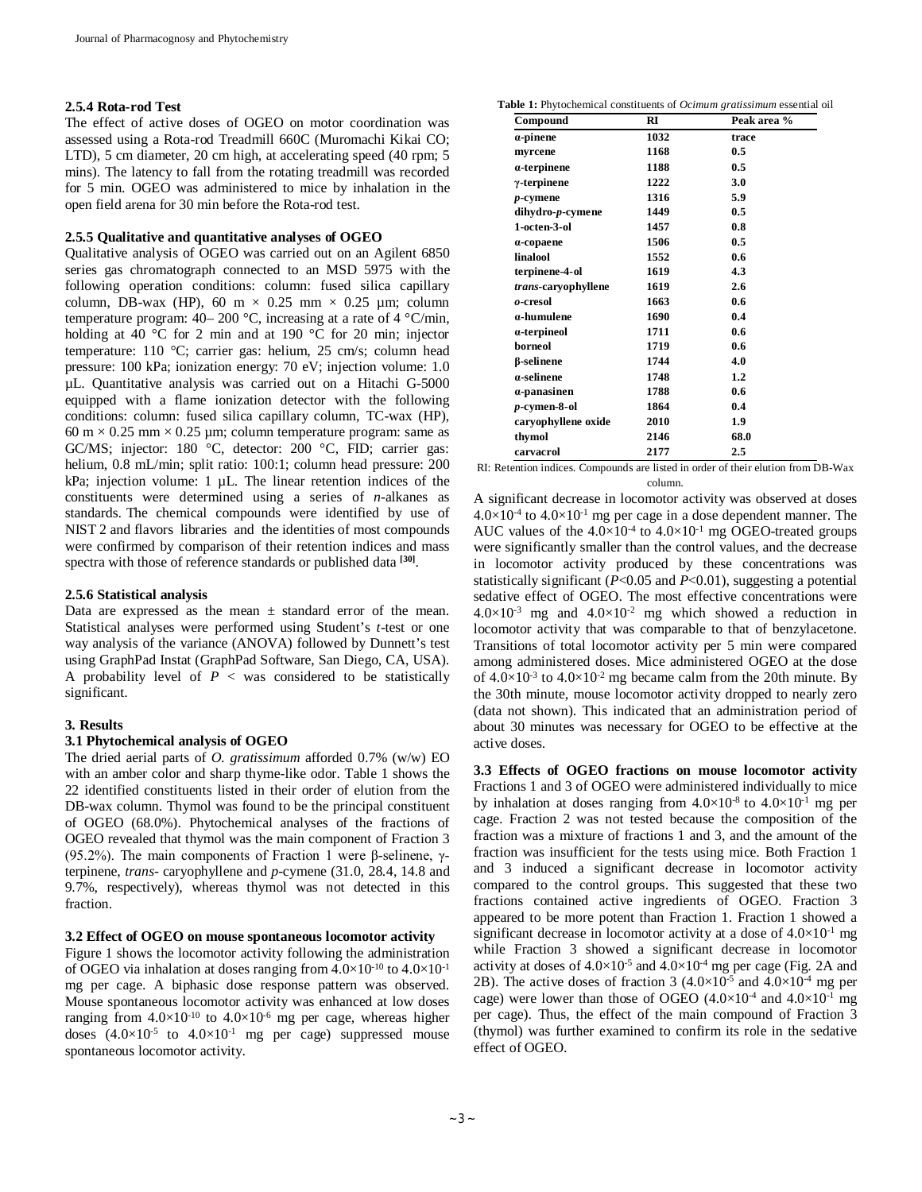#### 2.5.4 Rota-rod Test

The effect of active doses of OGEO on motor coordination was assessed using a Rota-rod Treadmill 660C (Muromachi Kikai CO; LTD), 5 cm diameter, 20 cm high, at accelerating speed (40 rpm; 5 mins). The latency to fall from the rotating treadmill was recorded for 5 min. OGEO was administered to mice by inhalation in the open field arena for 30 min before the Rota-rod test.

#### 2.5.5 Qualitative and quantitative analyses of OGEO

Qualitative analysis of OGEO was carried out on an Agilent 6850 series gas chromatograph connected to an MSD 5975 with the following operation conditions: column: fused silica capillary column, DB-wax (HP), 60 m × 0.25 mm × 0.25 µm; column temperature program: 40– 200 °C, increasing at a rate of 4 °C/min, holding at 40 °C for 2 min and at 190 °C for 20 min; injector temperature: 110 °C; carrier gas: helium, 25 cm/s; column head pressure: 100 kPa; ionization energy: 70 eV; injection volume: 1.0 µL. Quantitative analysis was carried out on a Hitachi G-5000 equipped with a flame ionization detector with the following conditions: column: fused silica capillary column, TC-wax (HP), 60 m × 0.25 mm × 0.25 µm; column temperature program: same as GC/MS; injector: 180 °C, detector: 200 °C, FID; carrier gas: helium, 0.8 mL/min; split ratio: 100:1; column head pressure: 200 kPa; injection volume: 1 µL. The linear retention indices of the constituents were determined using a series of *n*-alkanes as standards. The chemical compounds were identified by use of NIST 2 and flavors libraries and the identities of most compounds were confirmed by comparison of their retention indices and mass spectra with those of reference standards or published data [30].

#### 2.5.6 Statistical analysis

Data are expressed as the mean ± standard error of the mean. Statistical analyses were performed using Student's *t*-test or one way analysis of the variance (ANOVA) followed by Dunnett's test using GraphPad Instat (GraphPad Software, San Diego, CA, USA). A probability level of $P <$ was considered to be statistically significant.

## 3. Results

### 3.1 Phytochemical analysis of OGEO

The dried aerial parts of *O. gratissimum* afforded 0.7% (w/w) EO with an amber color and sharp thyme-like odor. Table 1 shows the 22 identified constituents listed in their order of elution from the DB-wax column. Thymol was found to be the principal constituent of OGEO (68.0%). Phytochemical analyses of the fractions of OGEO revealed that thymol was the main component of Fraction 3 (95.2%). The main components of Fraction 1 were β-selinene, γ-terpinene, *trans*- caryophyllene and *p*-cymene (31.0, 28.4, 14.8 and 9.7%, respectively), whereas thymol was not detected in this fraction.

### 3.2 Effect of OGEO on mouse spontaneous locomotor activity

Figure 1 shows the locomotor activity following the administration of OGEO via inhalation at doses ranging from $4.0{\times}10^{-10}$ to $4.0{\times}10^{-1}$ mg per cage. A biphasic dose response pattern was observed. Mouse spontaneous locomotor activity was enhanced at low doses ranging from $4.0{\times}10^{-10}$ to $4.0{\times}10^{-6}$ mg per cage, whereas higher doses ($4.0{\times}10^{-5}$ to $4.0{\times}10^{-1}$ mg per cage) suppressed mouse spontaneous locomotor activity.

**Table 1:** Phytochemical constituents of *Ocimum gratissimum* essential oil

| Compound | RI | Peak area % |
|---|---|---|
| α-pinene | 1032 | trace |
| myrcene | 1168 | 0.5 |
| α-terpinene | 1188 | 0.5 |
| γ-terpinene | 1222 | 3.0 |
| *p*-cymene | 1316 | 5.9 |
| dihydro-*p*-cymene | 1449 | 0.5 |
| 1-octen-3-ol | 1457 | 0.8 |
| α-copaene | 1506 | 0.5 |
| linalool | 1552 | 0.6 |
| terpinene-4-ol | 1619 | 4.3 |
| *trans*-caryophyllene | 1619 | 2.6 |
| *o*-cresol | 1663 | 0.6 |
| α-humulene | 1690 | 0.4 |
| α-terpineol | 1711 | 0.6 |
| borneol | 1719 | 0.6 |
| β-selinene | 1744 | 4.0 |
| α-selinene | 1748 | 1.2 |
| α-panasinen | 1788 | 0.6 |
| *p*-cymen-8-ol | 1864 | 0.4 |
| caryophyllene oxide | 2010 | 1.9 |
| thymol | 2146 | 68.0 |
| carvacrol | 2177 | 2.5 |

RI: Retention indices. Compounds are listed in order of their elution from DB-Wax column.

A significant decrease in locomotor activity was observed at doses $4.0{\times}10^{-4}$ to $4.0{\times}10^{-1}$ mg per cage in a dose dependent manner. The AUC values of the $4.0{\times}10^{-4}$ to $4.0{\times}10^{-1}$ mg OGEO-treated groups were significantly smaller than the control values, and the decrease in locomotor activity produced by these concentrations was statistically significant ($P<0.05$ and $P<0.01$), suggesting a potential sedative effect of OGEO. The most effective concentrations were $4.0{\times}10^{-3}$ mg and $4.0{\times}10^{-2}$ mg which showed a reduction in locomotor activity that was comparable to that of benzylacetone. Transitions of total locomotor activity per 5 min were compared among administered doses. Mice administered OGEO at the dose of $4.0{\times}10^{-3}$ to $4.0{\times}10^{-2}$ mg became calm from the 20th minute. By the 30th minute, mouse locomotor activity dropped to nearly zero (data not shown). This indicated that an administration period of about 30 minutes was necessary for OGEO to be effective at the active doses.

### 3.3 Effects of OGEO fractions on mouse locomotor activity

Fractions 1 and 3 of OGEO were administered individually to mice by inhalation at doses ranging from $4.0{\times}10^{-8}$ to $4.0{\times}10^{-1}$ mg per cage. Fraction 2 was not tested because the composition of the fraction was a mixture of fractions 1 and 3, and the amount of the fraction was insufficient for the tests using mice. Both Fraction 1 and 3 induced a significant decrease in locomotor activity compared to the control groups. This suggested that these two fractions contained active ingredients of OGEO. Fraction 3 appeared to be more potent than Fraction 1. Fraction 1 showed a significant decrease in locomotor activity at a dose of $4.0{\times}10^{-1}$ mg while Fraction 3 showed a significant decrease in locomotor activity at doses of $4.0{\times}10^{-5}$ and $4.0{\times}10^{-4}$ mg per cage (Fig. 2A and 2B). The active doses of fraction 3 ($4.0{\times}10^{-5}$ and $4.0{\times}10^{-4}$ mg per cage) were lower than those of OGEO ($4.0{\times}10^{-4}$ and $4.0{\times}10^{-1}$ mg per cage). Thus, the effect of the main compound of Fraction 3 (thymol) was further examined to confirm its role in the sedative effect of OGEO.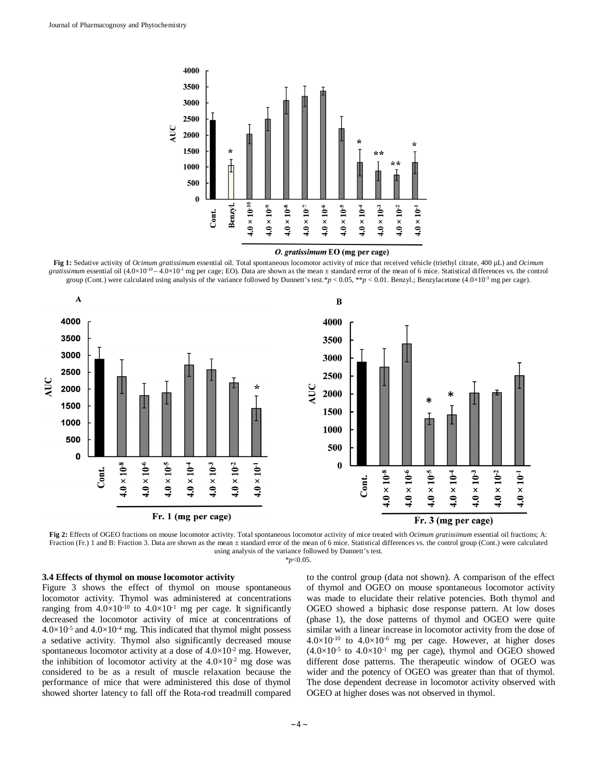**Fig 1:** Sedative activity of *Ocimum gratissimum* essential oil. Total spontaneous locomotor activity of mice that received vehicle (triethyl citrate, 400 μL) and *Ocimum gratissimum* essential oil ($4.0\times10^{-10}$ – $4.0\times10^{-1}$ mg per cage; EO). Data are shown as the mean ± standard error of the mean of 6 mice. Statistical differences vs. the control group (Cont.) were calculated using analysis of the variance followed by Dunnett's test.\*$p < 0.05$, \*\*$p < 0.01$. Benzyl.; Benzylacetone ($4.0\times10^{-3}$ mg per cage).

**Fig 2:** Effects of OGEO fractions on mouse locomotor activity. Total spontaneous locomotor activity of mice treated with *Ocimum gratissimum* essential oil fractions; A: Fraction (Fr.) 1 and B: Fraction 3. Data are shown as the mean ± standard error of the mean of 6 mice. Statistical differences vs. the control group (Cont.) were calculated using analysis of the variance followed by Dunnett's test.
\*$p<0.05$.

### 3.4 Effects of thymol on mouse locomotor activity

Figure 3 shows the effect of thymol on mouse spontaneous locomotor activity. Thymol was administered at concentrations ranging from $4.0\times10^{-10}$ to $4.0\times10^{-1}$ mg per cage. It significantly decreased the locomotor activity of mice at concentrations of $4.0\times10^{-5}$ and $4.0\times10^{-4}$ mg. This indicated that thymol might possess a sedative activity. Thymol also significantly decreased mouse spontaneous locomotor activity at a dose of $4.0\times10^{-2}$ mg. However, the inhibition of locomotor activity at the $4.0\times10^{-2}$ mg dose was considered to be as a result of muscle relaxation because the performance of mice that were administered this dose of thymol showed shorter latency to fall off the Rota-rod treadmill compared to the control group (data not shown). A comparison of the effect of thymol and OGEO on mouse spontaneous locomotor activity was made to elucidate their relative potencies. Both thymol and OGEO showed a biphasic dose response pattern. At low doses (phase 1), the dose patterns of thymol and OGEO were quite similar with a linear increase in locomotor activity from the dose of $4.0\times10^{-10}$ to $4.0\times10^{-6}$ mg per cage. However, at higher doses ($4.0\times10^{-5}$ to $4.0\times10^{-1}$ mg per cage), thymol and OGEO showed different dose patterns. The therapeutic window of OGEO was wider and the potency of OGEO was greater than that of thymol. The dose dependent decrease in locomotor activity observed with OGEO at higher doses was not observed in thymol.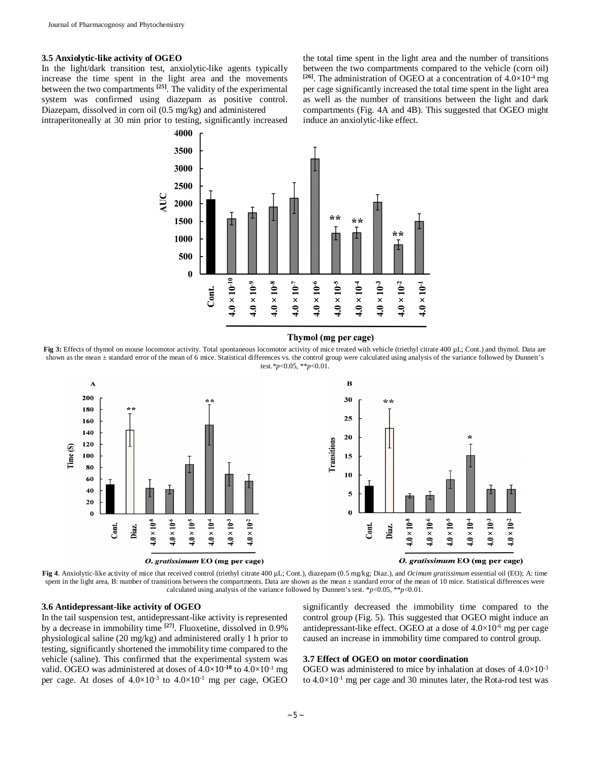### 3.5 Anxiolytic-like activity of OGEO

In the light/dark transition test, anxiolytic-like agents typically increase the time spent in the light area and the movements between the two compartments [25]. The validity of the experimental system was confirmed using diazepam as positive control. Diazepam, dissolved in corn oil (0.5 mg/kg) and administered intraperitoneally at 30 min prior to testing, significantly increased the total time spent in the light area and the number of transitions between the two compartments compared to the vehicle (corn oil) [26]. The administration of OGEO at a concentration of $4.0 \times 10^{-4}$ mg per cage significantly increased the total time spent in the light area as well as the number of transitions between the light and dark compartments (Fig. 4A and 4B). This suggested that OGEO might induce an anxiolytic-like effect.

**Fig 3:** Effects of thymol on mouse locomotor activity. Total spontaneous locomotor activity of mice treated with vehicle (triethyl citrate 400 µL; Cont.) and thymol. Data are shown as the mean ± standard error of the mean of 6 mice. Statistical differences vs. the control group were calculated using analysis of the variance followed by Dunnett's test.* $p<0.05$, ** $p<0.01$.

**Fig 4**. Anxiolytic-like activity of mice that received control (triethyl citrate 400 µL; Cont.), diazepam (0.5 mg/kg; Diaz.), and *Ocimum gratissimum* essential oil (EO); A: time spent in the light area, B: number of transitions between the compartments. Data are shown as the mean ± standard error of the mean of 10 mice. Statistical differences were calculated using analysis of the variance followed by Dunnett's test. * $p<0.05$, ** $p<0.01$.

### 3.6 Antidepressant-like activity of OGEO

In the tail suspension test, antidepressant-like activity is represented by a decrease in immobility time [27]. Fluoxetine, dissolved in 0.9% physiological saline (20 mg/kg) and administered orally 1 h prior to testing, significantly shortened the immobility time compared to the vehicle (saline). This confirmed that the experimental system was valid. OGEO was administered at doses of $4.0 \times 10^{-10}$ to $4.0 \times 10^{-1}$ mg per cage. At doses of $4.0 \times 10^{-3}$ to $4.0 \times 10^{-1}$ mg per cage, OGEO significantly decreased the immobility time compared to the control group (Fig. 5). This suggested that OGEO might induce an antidepressant-like effect. OGEO at a dose of $4.0 \times 10^{-6}$ mg per cage caused an increase in immobility time compared to control group.

### 3.7 Effect of OGEO on motor coordination

OGEO was administered to mice by inhalation at doses of $4.0 \times 10^{-3}$ to $4.0 \times 10^{-1}$ mg per cage and 30 minutes later, the Rota-rod test was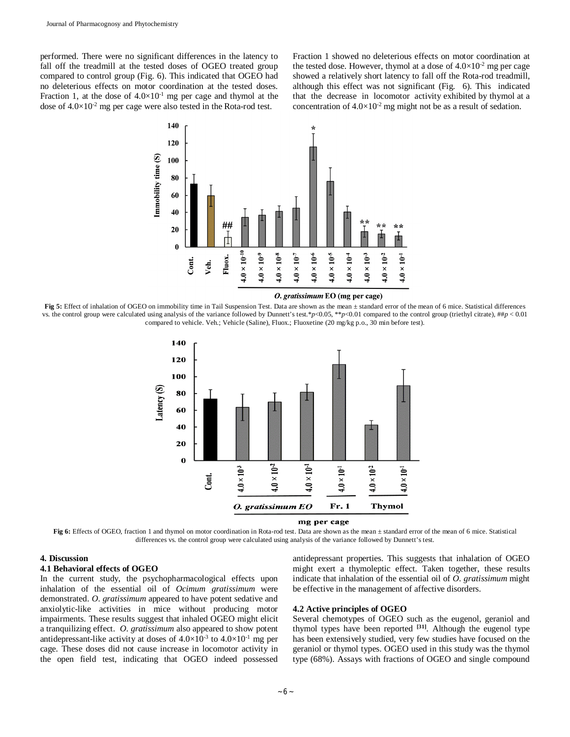performed. There were no significant differences in the latency to fall off the treadmill at the tested doses of OGEO treated group compared to control group (Fig. 6). This indicated that OGEO had no deleterious effects on motor coordination at the tested doses. Fraction 1, at the dose of $4.0\times10^{-1}$ mg per cage and thymol at the dose of $4.0\times10^{-2}$ mg per cage were also tested in the Rota-rod test.

Fraction 1 showed no deleterious effects on motor coordination at the tested dose. However, thymol at a dose of $4.0\times10^{-2}$ mg per cage showed a relatively short latency to fall off the Rota-rod treadmill, although this effect was not significant (Fig. 6). This indicated that the decrease in locomotor activity exhibited by thymol at a concentration of $4.0\times10^{-2}$ mg might not be as a result of sedation.

**Fig 5:** Effect of inhalation of OGEO on immobility time in Tail Suspension Test. Data are shown as the mean ± standard error of the mean of 6 mice. Statistical differences vs. the control group were calculated using analysis of the variance followed by Dunnett's test.*$p$<0.05, **$p$<0.01 compared to the control group (triethyl citrate), ##$p$ < 0.01 compared to vehicle. Veh.; Vehicle (Saline), Fluox.; Fluoxetine (20 mg/kg p.o., 30 min before test).

**Fig 6:** Effects of OGEO, fraction 1 and thymol on motor coordination in Rota-rod test. Data are shown as the mean ± standard error of the mean of 6 mice. Statistical differences vs. the control group were calculated using analysis of the variance followed by Dunnett's test.

## 4. Discussion

### 4.1 Behavioral effects of OGEO

In the current study, the psychopharmacological effects upon inhalation of the essential oil of *Ocimum gratissimum* were demonstrated. *O. gratissimum* appeared to have potent sedative and anxiolytic-like activities in mice without producing motor impairments. These results suggest that inhaled OGEO might elicit a tranquilizing effect. *O. gratissimum* also appeared to show potent antidepressant-like activity at doses of $4.0\times10^{-3}$ to $4.0\times10^{-1}$ mg per cage. These doses did not cause increase in locomotor activity in the open field test, indicating that OGEO indeed possessed antidepressant properties. This suggests that inhalation of OGEO might exert a thymoleptic effect. Taken together, these results indicate that inhalation of the essential oil of *O. gratissimum* might be effective in the management of affective disorders.

### 4.2 Active principles of OGEO

Several chemotypes of OGEO such as the eugenol, geraniol and thymol types have been reported [31]. Although the eugenol type has been extensively studied, very few studies have focused on the geraniol or thymol types. OGEO used in this study was the thymol type (68%). Assays with fractions of OGEO and single compound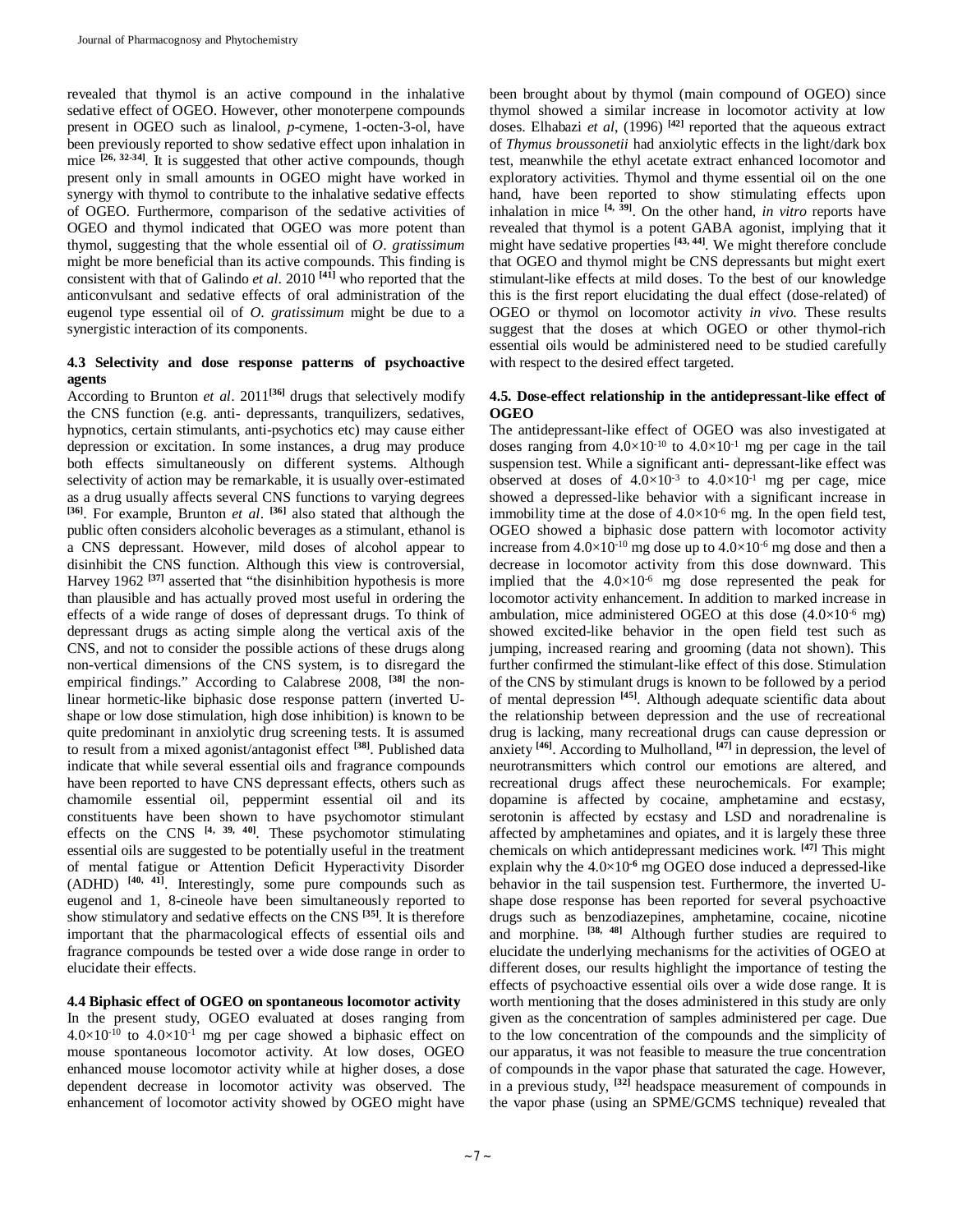revealed that thymol is an active compound in the inhalative sedative effect of OGEO. However, other monoterpene compounds present in OGEO such as linalool, *p*-cymene, 1-octen-3-ol, have been previously reported to show sedative effect upon inhalation in mice [26, 32-34]. It is suggested that other active compounds, though present only in small amounts in OGEO might have worked in synergy with thymol to contribute to the inhalative sedative effects of OGEO. Furthermore, comparison of the sedative activities of OGEO and thymol indicated that OGEO was more potent than thymol, suggesting that the whole essential oil of *O. gratissimum* might be more beneficial than its active compounds. This finding is consistent with that of Galindo *et al*. 2010 [41] who reported that the anticonvulsant and sedative effects of oral administration of the eugenol type essential oil of *O. gratissimum* might be due to a synergistic interaction of its components.

### 4.3 Selectivity and dose response patterns of psychoactive agents

According to Brunton *et al*. 2011[36] drugs that selectively modify the CNS function (e.g. anti- depressants, tranquilizers, sedatives, hypnotics, certain stimulants, anti-psychotics etc) may cause either depression or excitation. In some instances, a drug may produce both effects simultaneously on different systems. Although selectivity of action may be remarkable, it is usually over-estimated as a drug usually affects several CNS functions to varying degrees [36]. For example, Brunton *et al*. [36] also stated that although the public often considers alcoholic beverages as a stimulant, ethanol is a CNS depressant. However, mild doses of alcohol appear to disinhibit the CNS function. Although this view is controversial, Harvey 1962 [37] asserted that "the disinhibition hypothesis is more than plausible and has actually proved most useful in ordering the effects of a wide range of doses of depressant drugs. To think of depressant drugs as acting simple along the vertical axis of the CNS, and not to consider the possible actions of these drugs along non-vertical dimensions of the CNS system, is to disregard the empirical findings." According to Calabrese 2008, [38] the non-linear hormetic-like biphasic dose response pattern (inverted U-shape or low dose stimulation, high dose inhibition) is known to be quite predominant in anxiolytic drug screening tests. It is assumed to result from a mixed agonist/antagonist effect [38]. Published data indicate that while several essential oils and fragrance compounds have been reported to have CNS depressant effects, others such as chamomile essential oil, peppermint essential oil and its constituents have been shown to have psychomotor stimulant effects on the CNS [4, 39, 40]. These psychomotor stimulating essential oils are suggested to be potentially useful in the treatment of mental fatigue or Attention Deficit Hyperactivity Disorder (ADHD) [40, 41]. Interestingly, some pure compounds such as eugenol and 1, 8-cineole have been simultaneously reported to show stimulatory and sedative effects on the CNS [35]. It is therefore important that the pharmacological effects of essential oils and fragrance compounds be tested over a wide dose range in order to elucidate their effects.

### 4.4 Biphasic effect of OGEO on spontaneous locomotor activity

In the present study, OGEO evaluated at doses ranging from $4.0\times10^{-10}$ to $4.0\times10^{-1}$ mg per cage showed a biphasic effect on mouse spontaneous locomotor activity. At low doses, OGEO enhanced mouse locomotor activity while at higher doses, a dose dependent decrease in locomotor activity was observed. The enhancement of locomotor activity showed by OGEO might have been brought about by thymol (main compound of OGEO) since thymol showed a similar increase in locomotor activity at low doses. Elhabazi *et al*, (1996) [42] reported that the aqueous extract of *Thymus broussonetii* had anxiolytic effects in the light/dark box test, meanwhile the ethyl acetate extract enhanced locomotor and exploratory activities. Thymol and thyme essential oil on the one hand, have been reported to show stimulating effects upon inhalation in mice [4, 39]. On the other hand, *in vitro* reports have revealed that thymol is a potent GABA agonist, implying that it might have sedative properties [43, 44]. We might therefore conclude that OGEO and thymol might be CNS depressants but might exert stimulant-like effects at mild doses. To the best of our knowledge this is the first report elucidating the dual effect (dose-related) of OGEO or thymol on locomotor activity *in vivo*. These results suggest that the doses at which OGEO or other thymol-rich essential oils would be administered need to be studied carefully with respect to the desired effect targeted.

### 4.5. Dose-effect relationship in the antidepressant-like effect of OGEO

The antidepressant-like effect of OGEO was also investigated at doses ranging from $4.0\times10^{-10}$ to $4.0\times10^{-1}$ mg per cage in the tail suspension test. While a significant anti- depressant-like effect was observed at doses of $4.0\times10^{-3}$ to $4.0\times10^{-1}$ mg per cage, mice showed a depressed-like behavior with a significant increase in immobility time at the dose of $4.0\times10^{-6}$ mg. In the open field test, OGEO showed a biphasic dose pattern with locomotor activity increase from $4.0\times10^{-10}$ mg dose up to $4.0\times10^{-6}$ mg dose and then a decrease in locomotor activity from this dose downward. This implied that the $4.0\times10^{-6}$ mg dose represented the peak for locomotor activity enhancement. In addition to marked increase in ambulation, mice administered OGEO at this dose ($4.0\times10^{-6}$ mg) showed excited-like behavior in the open field test such as jumping, increased rearing and grooming (data not shown). This further confirmed the stimulant-like effect of this dose. Stimulation of the CNS by stimulant drugs is known to be followed by a period of mental depression [45]. Although adequate scientific data about the relationship between depression and the use of recreational drug is lacking, many recreational drugs can cause depression or anxiety [46]. According to Mulholland, [47] in depression, the level of neurotransmitters which control our emotions are altered, and recreational drugs affect these neurochemicals. For example; dopamine is affected by cocaine, amphetamine and ecstasy, serotonin is affected by ecstasy and LSD and noradrenaline is affected by amphetamines and opiates, and it is largely these three chemicals on which antidepressant medicines work. [47] This might explain why the $4.0\times10^{-6}$ mg OGEO dose induced a depressed-like behavior in the tail suspension test. Furthermore, the inverted U-shape dose response has been reported for several psychoactive drugs such as benzodiazepines, amphetamine, cocaine, nicotine and morphine. [38, 48] Although further studies are required to elucidate the underlying mechanisms for the activities of OGEO at different doses, our results highlight the importance of testing the effects of psychoactive essential oils over a wide dose range. It is worth mentioning that the doses administered in this study are only given as the concentration of samples administered per cage. Due to the low concentration of the compounds and the simplicity of our apparatus, it was not feasible to measure the true concentration of compounds in the vapor phase that saturated the cage. However, in a previous study, [32] headspace measurement of compounds in the vapor phase (using an SPME/GCMS technique) revealed that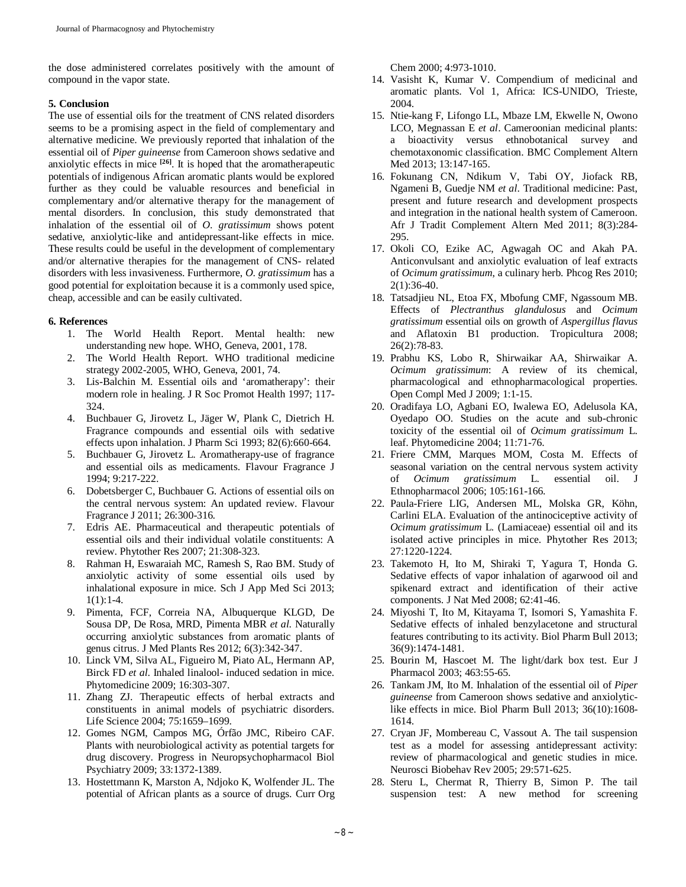the dose administered correlates positively with the amount of compound in the vapor state.

### 5. Conclusion

The use of essential oils for the treatment of CNS related disorders seems to be a promising aspect in the field of complementary and alternative medicine. We previously reported that inhalation of the essential oil of *Piper guineense* from Cameroon shows sedative and anxiolytic effects in mice [26]. It is hoped that the aromatherapeutic potentials of indigenous African aromatic plants would be explored further as they could be valuable resources and beneficial in complementary and/or alternative therapy for the management of mental disorders. In conclusion, this study demonstrated that inhalation of the essential oil of *O. gratissimum* shows potent sedative, anxiolytic-like and antidepressant-like effects in mice. These results could be useful in the development of complementary and/or alternative therapies for the management of CNS- related disorders with less invasiveness. Furthermore, *O. gratissimum* has a good potential for exploitation because it is a commonly used spice, cheap, accessible and can be easily cultivated.

### 6. References

1. The World Health Report. Mental health: new understanding new hope. WHO, Geneva, 2001, 178.
2. The World Health Report. WHO traditional medicine strategy 2002-2005, WHO, Geneva, 2001, 74.
3. Lis-Balchin M. Essential oils and 'aromatherapy': their modern role in healing. J R Soc Promot Health 1997; 117-324.
4. Buchbauer G, Jirovetz L, Jäger W, Plank C, Dietrich H. Fragrance compounds and essential oils with sedative effects upon inhalation. J Pharm Sci 1993; 82(6):660-664.
5. Buchbauer G, Jirovetz L. Aromatherapy-use of fragrance and essential oils as medicaments. Flavour Fragrance J 1994; 9:217-222.
6. Dobetsberger C, Buchbauer G. Actions of essential oils on the central nervous system: An updated review. Flavour Fragrance J 2011; 26:300-316.
7. Edris AE. Pharmaceutical and therapeutic potentials of essential oils and their individual volatile constituents: A review. Phytother Res 2007; 21:308-323.
8. Rahman H, Eswaraiah MC, Ramesh S, Rao BM. Study of anxiolytic activity of some essential oils used by inhalational exposure in mice. Sch J App Med Sci 2013; 1(1):1-4.
9. Pimenta, FCF, Correia NA, Albuquerque KLGD, De Sousa DP, De Rosa, MRD, Pimenta MBR *et al.* Naturally occurring anxiolytic substances from aromatic plants of genus citrus. J Med Plants Res 2012; 6(3):342-347.
10. Linck VM, Silva AL, Figueiro M, Piato AL, Hermann AP, Birck FD *et al.* Inhaled linalool- induced sedation in mice. Phytomedicine 2009; 16:303-307.
11. Zhang ZJ. Therapeutic effects of herbal extracts and constituents in animal models of psychiatric disorders. Life Science 2004; 75:1659–1699.
12. Gomes NGM, Campos MG, Órfão JMC, Ribeiro CAF. Plants with neurobiological activity as potential targets for drug discovery. Progress in Neuropsychopharmacol Biol Psychiatry 2009; 33:1372-1389.
13. Hostettmann K, Marston A, Ndjoko K, Wolfender JL. The potential of African plants as a source of drugs. Curr Org Chem 2000; 4:973-1010.
14. Vasisht K, Kumar V. Compendium of medicinal and aromatic plants. Vol 1, Africa: ICS-UNIDO, Trieste, 2004.
15. Ntie-kang F, Lifongo LL, Mbaze LM, Ekwelle N, Owono LCO, Megnassan E *et al*. Cameroonian medicinal plants: a bioactivity versus ethnobotanical survey and chemotaxonomic classification. BMC Complement Altern Med 2013; 13:147-165.
16. Fokunang CN, Ndikum V, Tabi OY, Jiofack RB, Ngameni B, Guedje NM *et al*. Traditional medicine: Past, present and future research and development prospects and integration in the national health system of Cameroon. Afr J Tradit Complement Altern Med 2011; 8(3):284-295.
17. Okoli CO, Ezike AC, Agwagah OC and Akah PA. Anticonvulsant and anxiolytic evaluation of leaf extracts of *Ocimum gratissimum*, a culinary herb. Phcog Res 2010; 2(1):36-40.
18. Tatsadjieu NL, Etoa FX, Mbofung CMF, Ngassoum MB. Effects of *Plectranthus glandulosus* and *Ocimum gratissimum* essential oils on growth of *Aspergillus flavus* and Aflatoxin B1 production. Tropicultura 2008; 26(2):78-83.
19. Prabhu KS, Lobo R, Shirwaikar AA, Shirwaikar A. *Ocimum gratissimum*: A review of its chemical, pharmacological and ethnopharmacological properties. Open Compl Med J 2009; 1:1-15.
20. Oradifaya LO, Agbani EO, Iwalewa EO, Adelusola KA, Oyedapo OO. Studies on the acute and sub-chronic toxicity of the essential oil of *Ocimum gratissimum* L. leaf. Phytomedicine 2004; 11:71-76.
21. Friere CMM, Marques MOM, Costa M. Effects of seasonal variation on the central nervous system activity of *Ocimum gratissimum* L. essential oil. J Ethnopharmacol 2006; 105:161-166.
22. Paula-Friere LIG, Andersen ML, Molska GR, Köhn, Carlini ELA. Evaluation of the antinociceptive activity of *Ocimum gratissimum* L. (Lamiaceae) essential oil and its isolated active principles in mice. Phytother Res 2013; 27:1220-1224.
23. Takemoto H, Ito M, Shiraki T, Yagura T, Honda G. Sedative effects of vapor inhalation of agarwood oil and spikenard extract and identification of their active components. J Nat Med 2008; 62:41-46.
24. Miyoshi T, Ito M, Kitayama T, Isomori S, Yamashita F. Sedative effects of inhaled benzylacetone and structural features contributing to its activity. Biol Pharm Bull 2013; 36(9):1474-1481.
25. Bourin M, Hascoet M. The light/dark box test. Eur J Pharmacol 2003; 463:55-65.
26. Tankam JM, Ito M. Inhalation of the essential oil of *Piper guineense* from Cameroon shows sedative and anxiolytic-like effects in mice. Biol Pharm Bull 2013; 36(10):1608-1614.
27. Cryan JF, Mombereau C, Vassout A. The tail suspension test as a model for assessing antidepressant activity: review of pharmacological and genetic studies in mice. Neurosci Biobehav Rev 2005; 29:571-625.
28. Steru L, Chermat R, Thierry B, Simon P. The tail suspension test: A new method for screening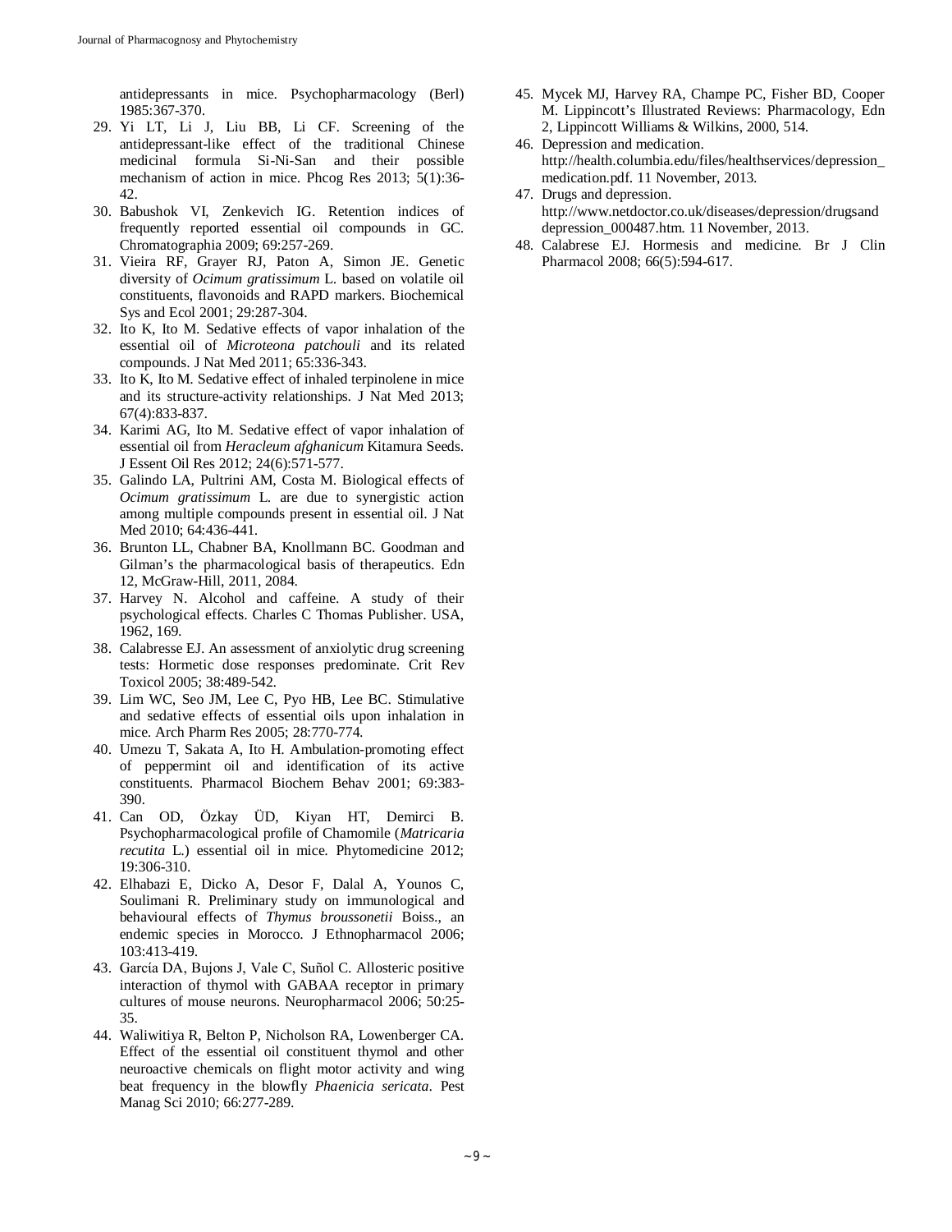antidepressants in mice. Psychopharmacology (Berl) 1985:367-370.

29. Yi LT, Li J, Liu BB, Li CF. Screening of the antidepressant-like effect of the traditional Chinese medicinal formula Si-Ni-San and their possible mechanism of action in mice. Phcog Res 2013; 5(1):36-42.
30. Babushok VI, Zenkevich IG. Retention indices of frequently reported essential oil compounds in GC. Chromatographia 2009; 69:257-269.
31. Vieira RF, Grayer RJ, Paton A, Simon JE. Genetic diversity of *Ocimum gratissimum* L. based on volatile oil constituents, flavonoids and RAPD markers. Biochemical Sys and Ecol 2001; 29:287-304.
32. Ito K, Ito M. Sedative effects of vapor inhalation of the essential oil of *Microteona patchouli* and its related compounds. J Nat Med 2011; 65:336-343.
33. Ito K, Ito M. Sedative effect of inhaled terpinolene in mice and its structure-activity relationships. J Nat Med 2013; 67(4):833-837.
34. Karimi AG, Ito M. Sedative effect of vapor inhalation of essential oil from *Heracleum afghanicum* Kitamura Seeds. J Essent Oil Res 2012; 24(6):571-577.
35. Galindo LA, Pultrini AM, Costa M. Biological effects of *Ocimum gratissimum* L. are due to synergistic action among multiple compounds present in essential oil. J Nat Med 2010; 64:436-441.
36. Brunton LL, Chabner BA, Knollmann BC. Goodman and Gilman's the pharmacological basis of therapeutics. Edn 12, McGraw-Hill, 2011, 2084.
37. Harvey N. Alcohol and caffeine. A study of their psychological effects. Charles C Thomas Publisher. USA, 1962, 169.
38. Calabresse EJ. An assessment of anxiolytic drug screening tests: Hormetic dose responses predominate. Crit Rev Toxicol 2005; 38:489-542.
39. Lim WC, Seo JM, Lee C, Pyo HB, Lee BC. Stimulative and sedative effects of essential oils upon inhalation in mice. Arch Pharm Res 2005; 28:770-774.
40. Umezu T, Sakata A, Ito H. Ambulation-promoting effect of peppermint oil and identification of its active constituents. Pharmacol Biochem Behav 2001; 69:383-390.
41. Can OD, Özkay ÜD, Kiyan HT, Demirci B. Psychopharmacological profile of Chamomile (*Matricaria recutita* L.) essential oil in mice. Phytomedicine 2012; 19:306-310.
42. Elhabazi E, Dicko A, Desor F, Dalal A, Younos C, Soulimani R. Preliminary study on immunological and behavioural effects of *Thymus broussonetii* Boiss., an endemic species in Morocco. J Ethnopharmacol 2006; 103:413-419.
43. García DA, Bujons J, Vale C, Suñol C. Allosteric positive interaction of thymol with GABAA receptor in primary cultures of mouse neurons. Neuropharmacol 2006; 50:25-35.
44. Waliwitiya R, Belton P, Nicholson RA, Lowenberger CA. Effect of the essential oil constituent thymol and other neuroactive chemicals on flight motor activity and wing beat frequency in the blowfly *Phaenicia sericata*. Pest Manag Sci 2010; 66:277-289.
45. Mycek MJ, Harvey RA, Champe PC, Fisher BD, Cooper M. Lippincott's Illustrated Reviews: Pharmacology, Edn 2, Lippincott Williams & Wilkins, 2000, 514.
46. Depression and medication. http://health.columbia.edu/files/healthservices/depression_medication.pdf. 11 November, 2013.
47. Drugs and depression. http://www.netdoctor.co.uk/diseases/depression/drugsanddepression_000487.htm. 11 November, 2013.
48. Calabrese EJ. Hormesis and medicine. Br J Clin Pharmacol 2008; 66(5):594-617.